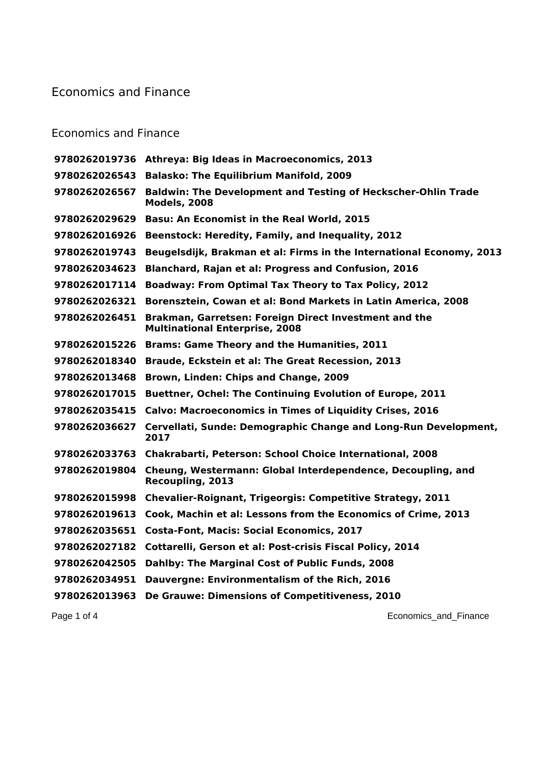# Economics and Finance

## Economics and Finance

| | |
|---|---|
| **9780262019736** | **Athreya: Big Ideas in Macroeconomics, 2013** |
| **9780262026543** | **Balasko: The Equilibrium Manifold, 2009** |
| **9780262026567** | **Baldwin: The Development and Testing of Heckscher-Ohlin Trade Models, 2008** |
| **9780262029629** | **Basu: An Economist in the Real World, 2015** |
| **9780262016926** | **Beenstock: Heredity, Family, and Inequality, 2012** |
| **9780262019743** | **Beugelsdijk, Brakman et al: Firms in the International Economy, 2013** |
| **9780262034623** | **Blanchard, Rajan et al: Progress and Confusion, 2016** |
| **9780262017114** | **Boadway: From Optimal Tax Theory to Tax Policy, 2012** |
| **9780262026321** | **Borensztein, Cowan et al: Bond Markets in Latin America, 2008** |
| **9780262026451** | **Brakman, Garretsen: Foreign Direct Investment and the Multinational Enterprise, 2008** |
| **9780262015226** | **Brams: Game Theory and the Humanities, 2011** |
| **9780262018340** | **Braude, Eckstein et al: The Great Recession, 2013** |
| **9780262013468** | **Brown, Linden: Chips and Change, 2009** |
| **9780262017015** | **Buettner, Ochel: The Continuing Evolution of Europe, 2011** |
| **9780262035415** | **Calvo: Macroeconomics in Times of Liquidity Crises, 2016** |
| **9780262036627** | **Cervellati, Sunde: Demographic Change and Long-Run Development, 2017** |
| **9780262033763** | **Chakrabarti, Peterson: School Choice International, 2008** |
| **9780262019804** | **Cheung, Westermann: Global Interdependence, Decoupling, and Recoupling, 2013** |
| **9780262015998** | **Chevalier-Roignant, Trigeorgis: Competitive Strategy, 2011** |
| **9780262019613** | **Cook, Machin et al: Lessons from the Economics of Crime, 2013** |
| **9780262035651** | **Costa-Font, Macis: Social Economics, 2017** |
| **9780262027182** | **Cottarelli, Gerson et al: Post-crisis Fiscal Policy, 2014** |
| **9780262042505** | **Dahlby: The Marginal Cost of Public Funds, 2008** |
| **9780262034951** | **Dauvergne: Environmentalism of the Rich, 2016** |
| **9780262013963** | **De Grauwe: Dimensions of Competitiveness, 2010** |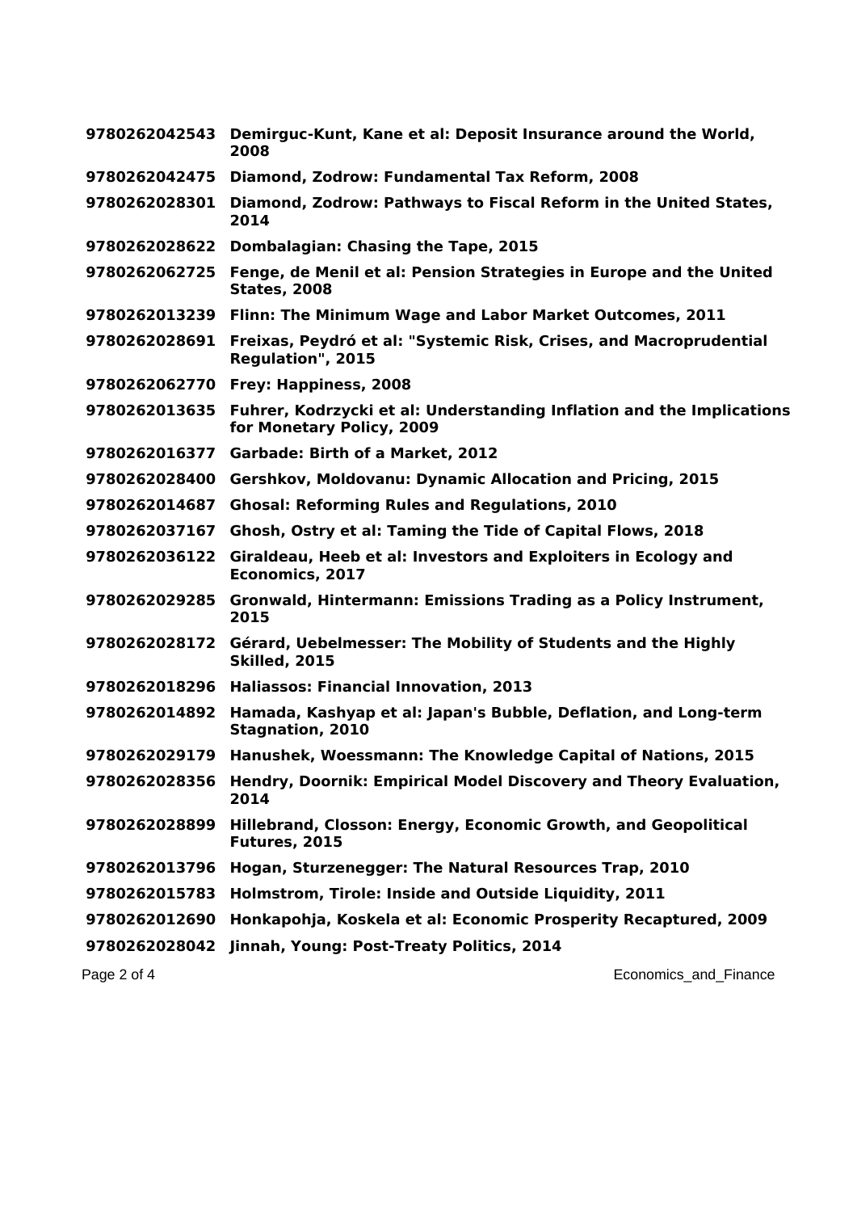**9780262042543 Demirguc-Kunt, Kane et al: Deposit Insurance around the World, 2008**

**9780262042475 Diamond, Zodrow: Fundamental Tax Reform, 2008**

**9780262028301 Diamond, Zodrow: Pathways to Fiscal Reform in the United States, 2014**

**9780262028622 Dombalagian: Chasing the Tape, 2015**

**9780262062725 Fenge, de Menil et al: Pension Strategies in Europe and the United States, 2008**

**9780262013239 Flinn: The Minimum Wage and Labor Market Outcomes, 2011**

**9780262028691 Freixas, Peydró et al: "Systemic Risk, Crises, and Macroprudential Regulation", 2015**

**9780262062770 Frey: Happiness, 2008**

**9780262013635 Fuhrer, Kodrzycki et al: Understanding Inflation and the Implications for Monetary Policy, 2009**

**9780262016377 Garbade: Birth of a Market, 2012**

**9780262028400 Gershkov, Moldovanu: Dynamic Allocation and Pricing, 2015**

**9780262014687 Ghosal: Reforming Rules and Regulations, 2010**

**9780262037167 Ghosh, Ostry et al: Taming the Tide of Capital Flows, 2018**

**9780262036122 Giraldeau, Heeb et al: Investors and Exploiters in Ecology and Economics, 2017**

**9780262029285 Gronwald, Hintermann: Emissions Trading as a Policy Instrument, 2015**

**9780262028172 Gérard, Uebelmesser: The Mobility of Students and the Highly Skilled, 2015**

**9780262018296 Haliassos: Financial Innovation, 2013**

**9780262014892 Hamada, Kashyap et al: Japan's Bubble, Deflation, and Long-term Stagnation, 2010**

**9780262029179 Hanushek, Woessmann: The Knowledge Capital of Nations, 2015**

**9780262028356 Hendry, Doornik: Empirical Model Discovery and Theory Evaluation, 2014**

**9780262028899 Hillebrand, Closson: Energy, Economic Growth, and Geopolitical Futures, 2015**

**9780262013796 Hogan, Sturzenegger: The Natural Resources Trap, 2010**

**9780262015783 Holmstrom, Tirole: Inside and Outside Liquidity, 2011**

**9780262012690 Honkapohja, Koskela et al: Economic Prosperity Recaptured, 2009**

**9780262028042 Jinnah, Young: Post-Treaty Politics, 2014**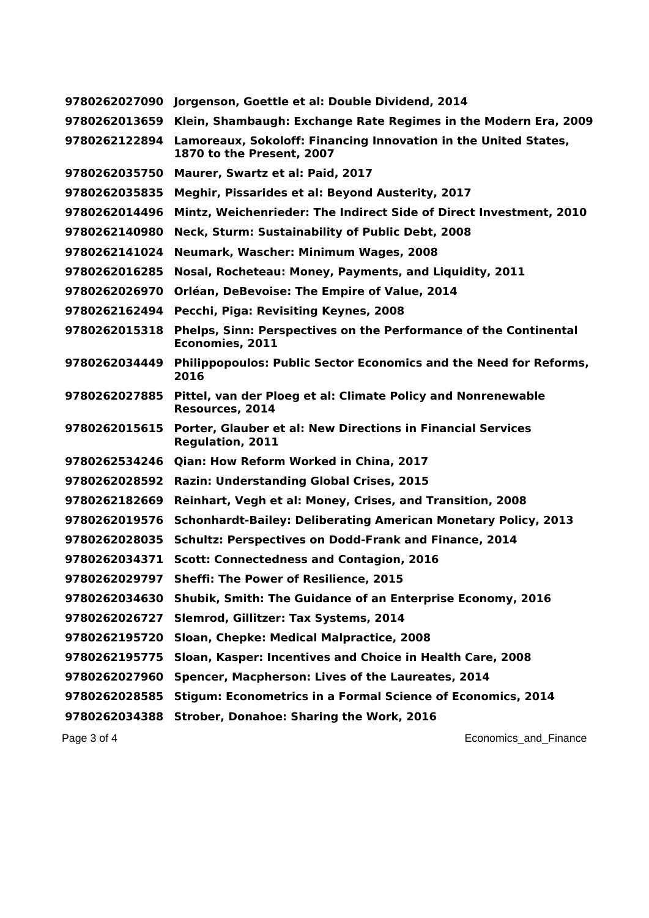**9780262027090 Jorgenson, Goettle et al: Double Dividend, 2014**

**9780262013659 Klein, Shambaugh: Exchange Rate Regimes in the Modern Era, 2009**

**9780262122894 Lamoreaux, Sokoloff: Financing Innovation in the United States, 1870 to the Present, 2007**

**9780262035750 Maurer, Swartz et al: Paid, 2017**

**9780262035835 Meghir, Pissarides et al: Beyond Austerity, 2017**

**9780262014496 Mintz, Weichenrieder: The Indirect Side of Direct Investment, 2010**

**9780262140980 Neck, Sturm: Sustainability of Public Debt, 2008**

**9780262141024 Neumark, Wascher: Minimum Wages, 2008**

**9780262016285 Nosal, Rocheteau: Money, Payments, and Liquidity, 2011**

**9780262026970 Orléan, DeBevoise: The Empire of Value, 2014**

**9780262162494 Pecchi, Piga: Revisiting Keynes, 2008**

**9780262015318 Phelps, Sinn: Perspectives on the Performance of the Continental Economies, 2011**

**9780262034449 Philippopoulos: Public Sector Economics and the Need for Reforms, 2016**

**9780262027885 Pittel, van der Ploeg et al: Climate Policy and Nonrenewable Resources, 2014**

**9780262015615 Porter, Glauber et al: New Directions in Financial Services Regulation, 2011**

**9780262534246 Qian: How Reform Worked in China, 2017**

**9780262028592 Razin: Understanding Global Crises, 2015**

**9780262182669 Reinhart, Vegh et al: Money, Crises, and Transition, 2008**

**9780262019576 Schonhardt-Bailey: Deliberating American Monetary Policy, 2013**

**9780262028035 Schultz: Perspectives on Dodd-Frank and Finance, 2014**

**9780262034371 Scott: Connectedness and Contagion, 2016**

**9780262029797 Sheffi: The Power of Resilience, 2015**

**9780262034630 Shubik, Smith: The Guidance of an Enterprise Economy, 2016**

**9780262026727 Slemrod, Gillitzer: Tax Systems, 2014**

**9780262195720 Sloan, Chepke: Medical Malpractice, 2008**

**9780262195775 Sloan, Kasper: Incentives and Choice in Health Care, 2008**

**9780262027960 Spencer, Macpherson: Lives of the Laureates, 2014**

**9780262028585 Stigum: Econometrics in a Formal Science of Economics, 2014**

**9780262034388 Strober, Donahoe: Sharing the Work, 2016**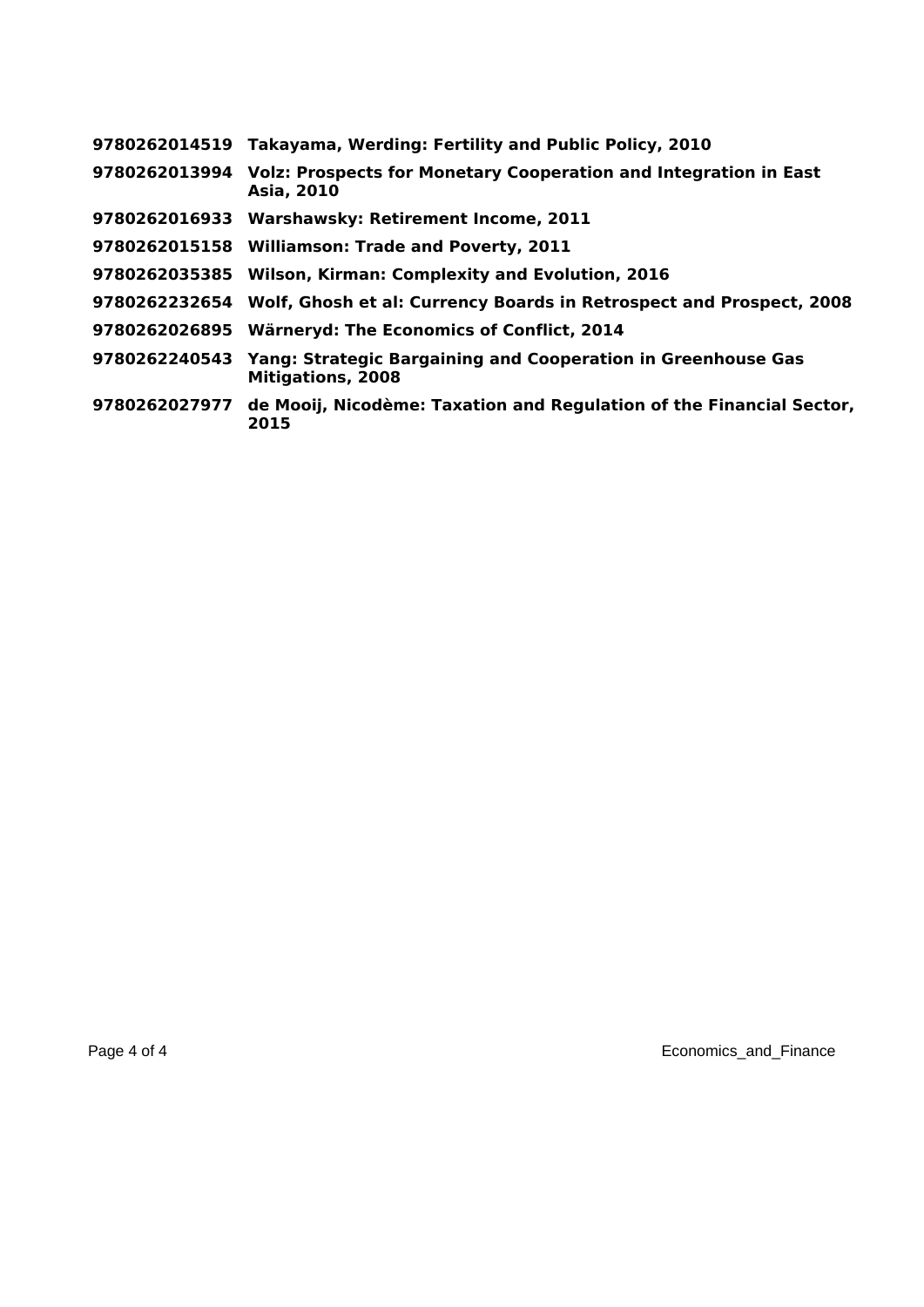| | |
|---|---|
| **9780262014519** | **Takayama, Werding: Fertility and Public Policy, 2010** |
| **9780262013994** | **Volz: Prospects for Monetary Cooperation and Integration in East Asia, 2010** |
| **9780262016933** | **Warshawsky: Retirement Income, 2011** |
| **9780262015158** | **Williamson: Trade and Poverty, 2011** |
| **9780262035385** | **Wilson, Kirman: Complexity and Evolution, 2016** |
| **9780262232654** | **Wolf, Ghosh et al: Currency Boards in Retrospect and Prospect, 2008** |
| **9780262026895** | **Wärneryd: The Economics of Conflict, 2014** |
| **9780262240543** | **Yang: Strategic Bargaining and Cooperation in Greenhouse Gas Mitigations, 2008** |
| **9780262027977** | **de Mooij, Nicodème: Taxation and Regulation of the Financial Sector, 2015** |